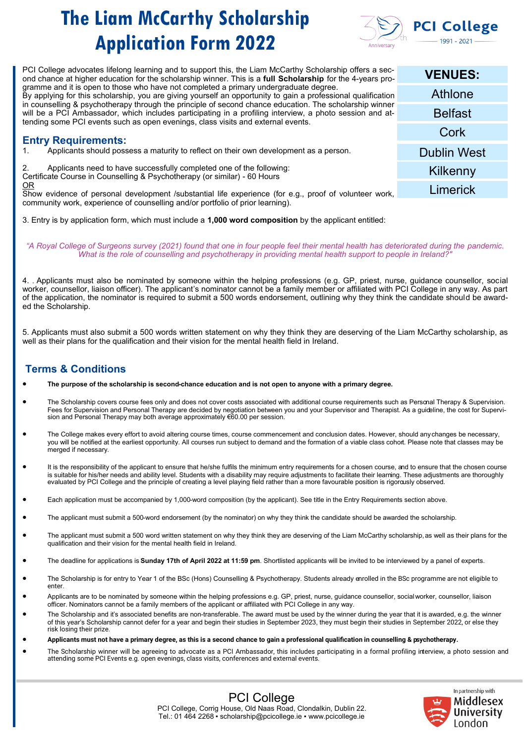# The Liam McCarthy Scholarship Application Form 2022

PCI College 1991 - 2021 30th Anniversary

PCI College advocates lifelong learning and to support this, the Liam McCarthy Scholarship offers a second chance at higher education for the scholarship winner. This is a **full Scholarship** for the 4-years programme and it is open to those who have not completed a primary undergraduate degree.
By applying for this scholarship, you are giving yourself an opportunity to gain a professional qualification in counselling & psychotherapy through the principle of second chance education. The scholarship winner will be a PCI Ambassador, which includes participating in a profiling interview, a photo session and attending some PCI events such as open evenings, class visits and external events.

| VENUES: |
|---|
| Athlone |
| Belfast |
| Cork |
| Dublin West |
| Kilkenny |
| Limerick |

## Entry Requirements:

1. Applicants should possess a maturity to reflect on their own development as a person.

2. Applicants need to have successfully completed one of the following:
Certificate Course in Counselling & Psychotherapy (or similar) - 60 Hours
OR
Show evidence of personal development /substantial life experience (for e.g., proof of volunteer work, community work, experience of counselling and/or portfolio of prior learning).

3. Entry is by application form, which must include a **1,000 word composition** by the applicant entitled:

*"A Royal College of Surgeons survey (2021) found that one in four people feel their mental health has deteriorated during the pandemic. What is the role of counselling and psychotherapy in providing mental health support to people in Ireland?"*

4. . Applicants must also be nominated by someone within the helping professions (e.g. GP, priest, nurse, guidance counsellor, social worker, counsellor, liaison officer). The applicant's nominator cannot be a family member or affiliated with PCI College in any way. As part of the application, the nominator is required to submit a 500 words endorsement, outlining why they think the candidate should be awarded the Scholarship.

5. Applicants must also submit a 500 words written statement on why they think they are deserving of the Liam McCarthy scholarship, as well as their plans for the qualification and their vision for the mental health field in Ireland.

## Terms & Conditions

- **The purpose of the scholarship is second-chance education and is not open to anyone with a primary degree.**
- The Scholarship covers course fees only and does not cover costs associated with additional course requirements such as Personal Therapy & Supervision. Fees for Supervision and Personal Therapy are decided by negotiation between you and your Supervisor and Therapist. As a guideline, the cost for Supervision and Personal Therapy may both average approximately €60.00 per session.
- The College makes every effort to avoid altering course times, course commencement and conclusion dates. However, should any changes be necessary, you will be notified at the earliest opportunity. All courses run subject to demand and the formation of a viable class cohort. Please note that classes may be merged if necessary.
- It is the responsibility of the applicant to ensure that he/she fulfils the minimum entry requirements for a chosen course, and to ensure that the chosen course is suitable for his/her needs and ability level. Students with a disability may require adjustments to facilitate their learning. These adjustments are thoroughly evaluated by PCI College and the principle of creating a level playing field rather than a more favourable position is rigorously observed.
- Each application must be accompanied by 1,000-word composition (by the applicant). See title in the Entry Requirements section above.
- The applicant must submit a 500-word endorsement (by the nominator) on why they think the candidate should be awarded the scholarship.
- The applicant must submit a 500 word written statement on why they think they are deserving of the Liam McCarthy scholarship, as well as their plans for the qualification and their vision for the mental health field in Ireland.
- The deadline for applications is **Sunday 17th of April 2022 at 11:59 pm**. Shortlisted applicants will be invited to be interviewed by a panel of experts.
- The Scholarship is for entry to Year 1 of the BSc (Hons) Counselling & Psychotherapy. Students already enrolled in the BSc programme are not eligible to enter.
- Applicants are to be nominated by someone within the helping professions e.g. GP, priest, nurse, guidance counsellor, social worker, counsellor, liaison officer. Nominators cannot be a family members of the applicant or affiliated with PCI College in any way.
- The Scholarship and it's associated benefits are non-transferable. The award must be used by the winner during the year that it is awarded, e.g. the winner of this year's Scholarship cannot defer for a year and begin their studies in September 2023, they must begin their studies in September 2022, or else they risk losing their prize.
- **Applicants must not have a primary degree, as this is a second chance to gain a professional qualification in counselling & psychotherapy.**
- The Scholarship winner will be agreeing to advocate as a PCI Ambassador, this includes participating in a formal profiling interview, a photo session and attending some PCI Events e.g. open evenings, class visits, conferences and external events.

PCI College
PCI College, Corrig House, Old Naas Road, Clondalkin, Dublin 22.
Tel.: 01 464 2268 ▪ scholarship@pcicollege.ie ▪ www.pcicollege.ie

In partnership with Middlesex University London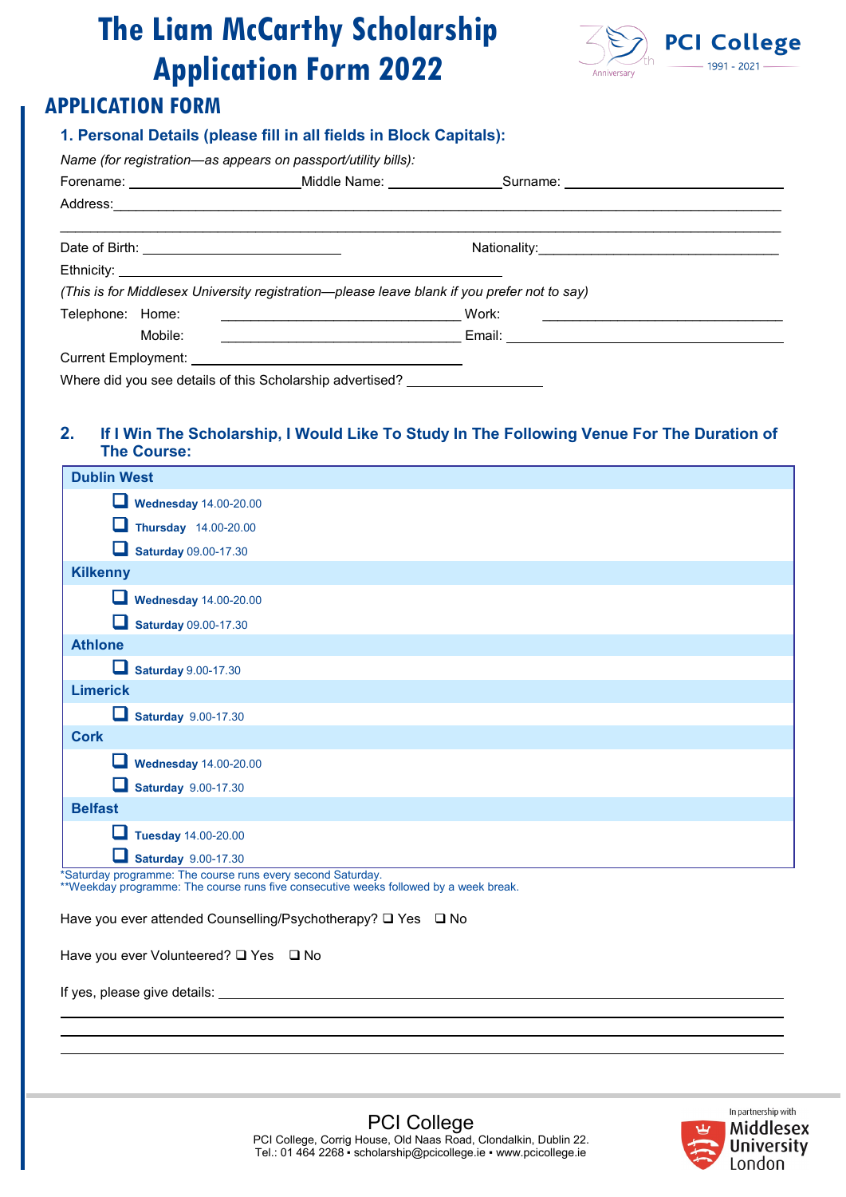# The Liam McCarthy Scholarship Application Form 2022

PCI College 1991 - 2021

## APPLICATION FORM

### 1. Personal Details (please fill in all fields in Block Capitals):

*Name (for registration—as appears on passport/utility bills):*

Forename: ____________________ Middle Name: ______________ Surname: ____________________

Address: ________________________________________________________________________

________________________________________________________________________________

Date of Birth: ____________________ Nationality: ____________________

Ethnicity: ________________________________________

*(This is for Middlesex University registration—please leave blank if you prefer not to say)*

Telephone: Home: ____________________ Work: ____________________

Mobile: ____________________ Email: ____________________

Current Employment: ____________________

Where did you see details of this Scholarship advertised? ______________

### 2. If I Win The Scholarship, I Would Like To Study In The Following Venue For The Duration of The Course:

**Dublin West**

- ❑ **Wednesday** 14.00-20.00
- ❑ **Thursday** 14.00-20.00
- ❑ **Saturday** 09.00-17.30

**Kilkenny**

- ❑ **Wednesday** 14.00-20.00
- ❑ **Saturday** 09.00-17.30

**Athlone**

- ❑ **Saturday** 9.00-17.30

**Limerick**

- ❑ **Saturday** 9.00-17.30

**Cork**

- ❑ **Wednesday** 14.00-20.00
- ❑ **Saturday** 9.00-17.30

**Belfast**

- ❑ **Tuesday** 14.00-20.00
- ❑ **Saturday** 9.00-17.30

*Saturday programme: The course runs every second Saturday.
**Weekday programme: The course runs five consecutive weeks followed by a week break.

Have you ever attended Counselling/Psychotherapy? ❑ Yes ❑ No

Have you ever Volunteered? ❑ Yes ❑ No

If yes, please give details: ________________________________________________

________________________________________________________________________________

________________________________________________________________________________

________________________________________________________________________________

PCI College
PCI College, Corrig House, Old Naas Road, Clondalkin, Dublin 22.
Tel.: 01 464 2268 • scholarship@pcicollege.ie • www.pcicollege.ie

In partnership with Middlesex University London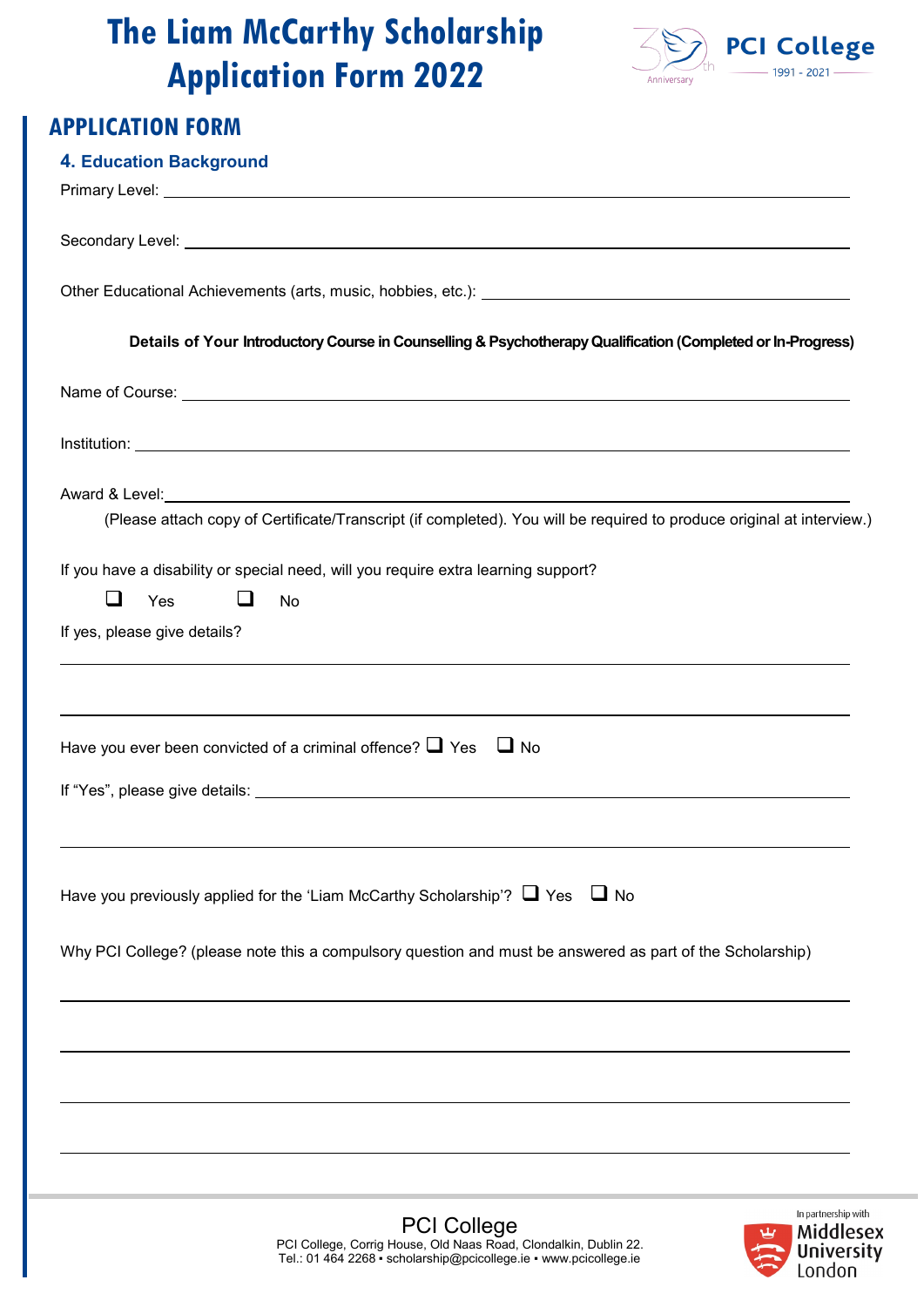# The Liam McCarthy Scholarship Application Form 2022

## APPLICATION FORM

### 4. Education Background

Primary Level: ____________________________________________

Secondary Level: ____________________________________________

Other Educational Achievements (arts, music, hobbies, etc.): ____________________________________________

**Details of Your Introductory Course in Counselling & Psychotherapy Qualification (Completed or In-Progress)**

Name of Course: ____________________________________________

Institution: ____________________________________________

Award & Level: ____________________________________________

(Please attach copy of Certificate/Transcript (if completed). You will be required to produce original at interview.)

If you have a disability or special need, will you require extra learning support?

❑ Yes ❑ No

If yes, please give details?

____________________________________________

____________________________________________

Have you ever been convicted of a criminal offence? ❑ Yes ❑ No

If "Yes", please give details: ____________________________________________

____________________________________________

Have you previously applied for the 'Liam McCarthy Scholarship'? ❑ Yes ❑ No

Why PCI College? (please note this a compulsory question and must be answered as part of the Scholarship)

____________________________________________

____________________________________________

____________________________________________

____________________________________________

PCI College

PCI College, Corrig House, Old Naas Road, Clondalkin, Dublin 22.
Tel.: 01 464 2268 ▪ scholarship@pcicollege.ie ▪ www.pcicollege.ie

In partnership with Middlesex University London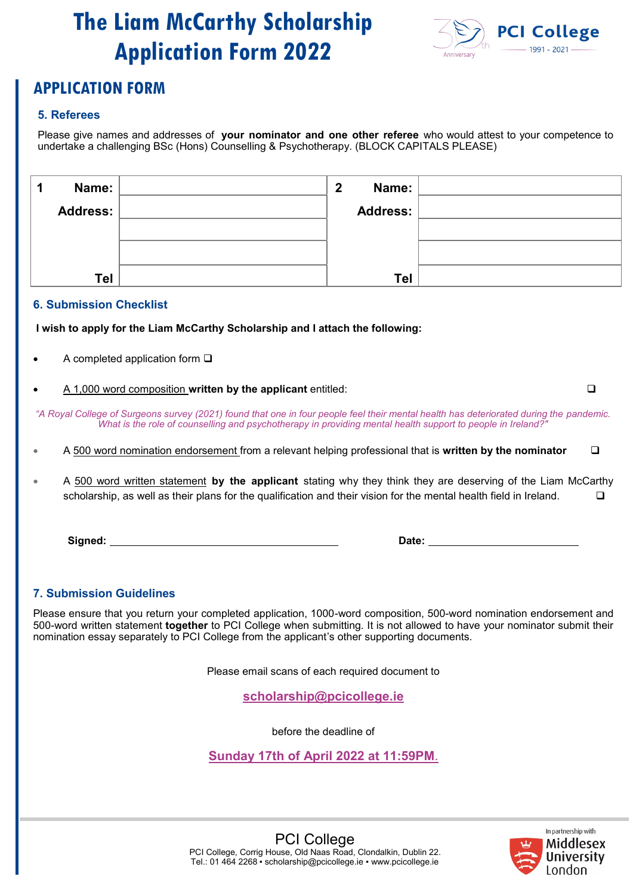# The Liam McCarthy Scholarship Application Form 2022

## APPLICATION FORM

### 5. Referees

Please give names and addresses of **your nominator and one other referee** who would attest to your competence to undertake a challenging BSc (Hons) Counselling & Psychotherapy. (BLOCK CAPITALS PLEASE)

| | | | |
|---|---|---|---|
| **1 Name:** | | **2 Name:** | |
| **Address:** | | **Address:** | |
| | | | |
| | | | |
| **Tel** | | **Tel** | |

### 6. Submission Checklist

**I wish to apply for the Liam McCarthy Scholarship and I attach the following:**

- A completed application form ❑
- A 1,000 word composition **written by the applicant** entitled: ❑

*"A Royal College of Surgeons survey (2021) found that one in four people feel their mental health has deteriorated during the pandemic. What is the role of counselling and psychotherapy in providing mental health support to people in Ireland?"*

- A 500 word nomination endorsement from a relevant helping professional that is **written by the nominator** ❑
- A 500 word written statement **by the applicant** stating why they think they are deserving of the Liam McCarthy scholarship, as well as their plans for the qualification and their vision for the mental health field in Ireland. ❑

**Signed:** ______________________ **Date:** ______________________

### 7. Submission Guidelines

Please ensure that you return your completed application, 1000-word composition, 500-word nomination endorsement and 500-word written statement **together** to PCI College when submitting. It is not allowed to have your nominator submit their nomination essay separately to PCI College from the applicant's other supporting documents.

Please email scans of each required document to

**scholarship@pcicollege.ie**

before the deadline of

**Sunday 17th of April 2022 at 11:59PM.**

PCI College
PCI College, Corrig House, Old Naas Road, Clondalkin, Dublin 22.
Tel.: 01 464 2268 ▪ scholarship@pcicollege.ie ▪ www.pcicollege.ie

In partnership with Middlesex University London